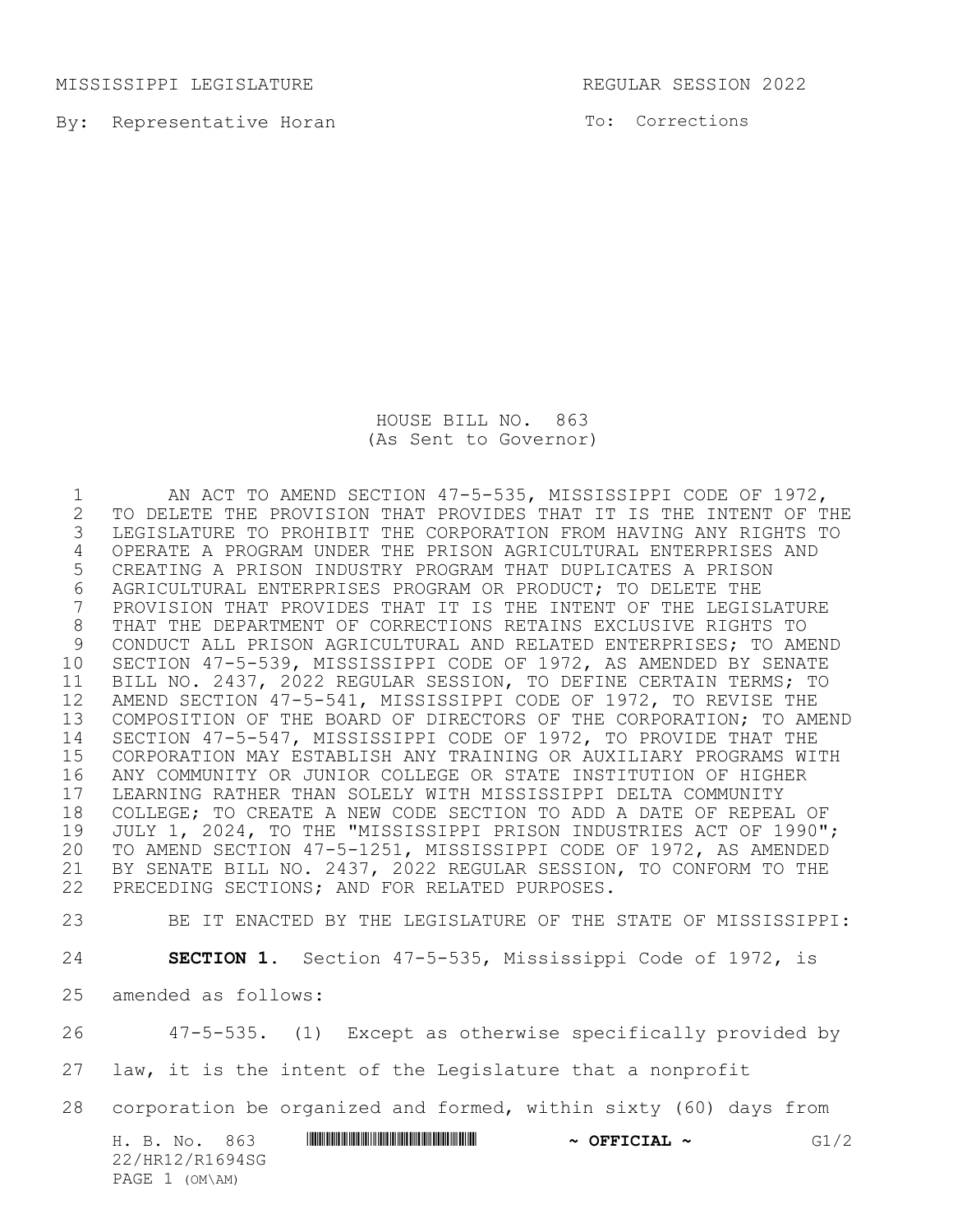MISSISSIPPI LEGISLATURE REGULAR SESSION 2022

By: Representative Horan

To: Corrections

# HOUSE BILL NO. 863
(As Sent to Governor)

AN ACT TO AMEND SECTION 47-5-535, MISSISSIPPI CODE OF 1972, TO DELETE THE PROVISION THAT PROVIDES THAT IT IS THE INTENT OF THE LEGISLATURE TO PROHIBIT THE CORPORATION FROM HAVING ANY RIGHTS TO OPERATE A PROGRAM UNDER THE PRISON AGRICULTURAL ENTERPRISES AND CREATING A PRISON INDUSTRY PROGRAM THAT DUPLICATES A PRISON AGRICULTURAL ENTERPRISES PROGRAM OR PRODUCT; TO DELETE THE PROVISION THAT PROVIDES THAT IT IS THE INTENT OF THE LEGISLATURE THAT THE DEPARTMENT OF CORRECTIONS RETAINS EXCLUSIVE RIGHTS TO CONDUCT ALL PRISON AGRICULTURAL AND RELATED ENTERPRISES; TO AMEND SECTION 47-5-539, MISSISSIPPI CODE OF 1972, AS AMENDED BY SENATE BILL NO. 2437, 2022 REGULAR SESSION, TO DEFINE CERTAIN TERMS; TO AMEND SECTION 47-5-541, MISSISSIPPI CODE OF 1972, TO REVISE THE COMPOSITION OF THE BOARD OF DIRECTORS OF THE CORPORATION; TO AMEND SECTION 47-5-547, MISSISSIPPI CODE OF 1972, TO PROVIDE THAT THE CORPORATION MAY ESTABLISH ANY TRAINING OR AUXILIARY PROGRAMS WITH ANY COMMUNITY OR JUNIOR COLLEGE OR STATE INSTITUTION OF HIGHER LEARNING RATHER THAN SOLELY WITH MISSISSIPPI DELTA COMMUNITY COLLEGE; TO CREATE A NEW CODE SECTION TO ADD A DATE OF REPEAL OF JULY 1, 2024, TO THE "MISSISSIPPI PRISON INDUSTRIES ACT OF 1990"; TO AMEND SECTION 47-5-1251, MISSISSIPPI CODE OF 1972, AS AMENDED BY SENATE BILL NO. 2437, 2022 REGULAR SESSION, TO CONFORM TO THE PRECEDING SECTIONS; AND FOR RELATED PURPOSES.

BE IT ENACTED BY THE LEGISLATURE OF THE STATE OF MISSISSIPPI:

**SECTION 1.** Section 47-5-535, Mississippi Code of 1972, is amended as follows:

47-5-535. (1) Except as otherwise specifically provided by law, it is the intent of the Legislature that a nonprofit corporation be organized and formed, within sixty (60) days from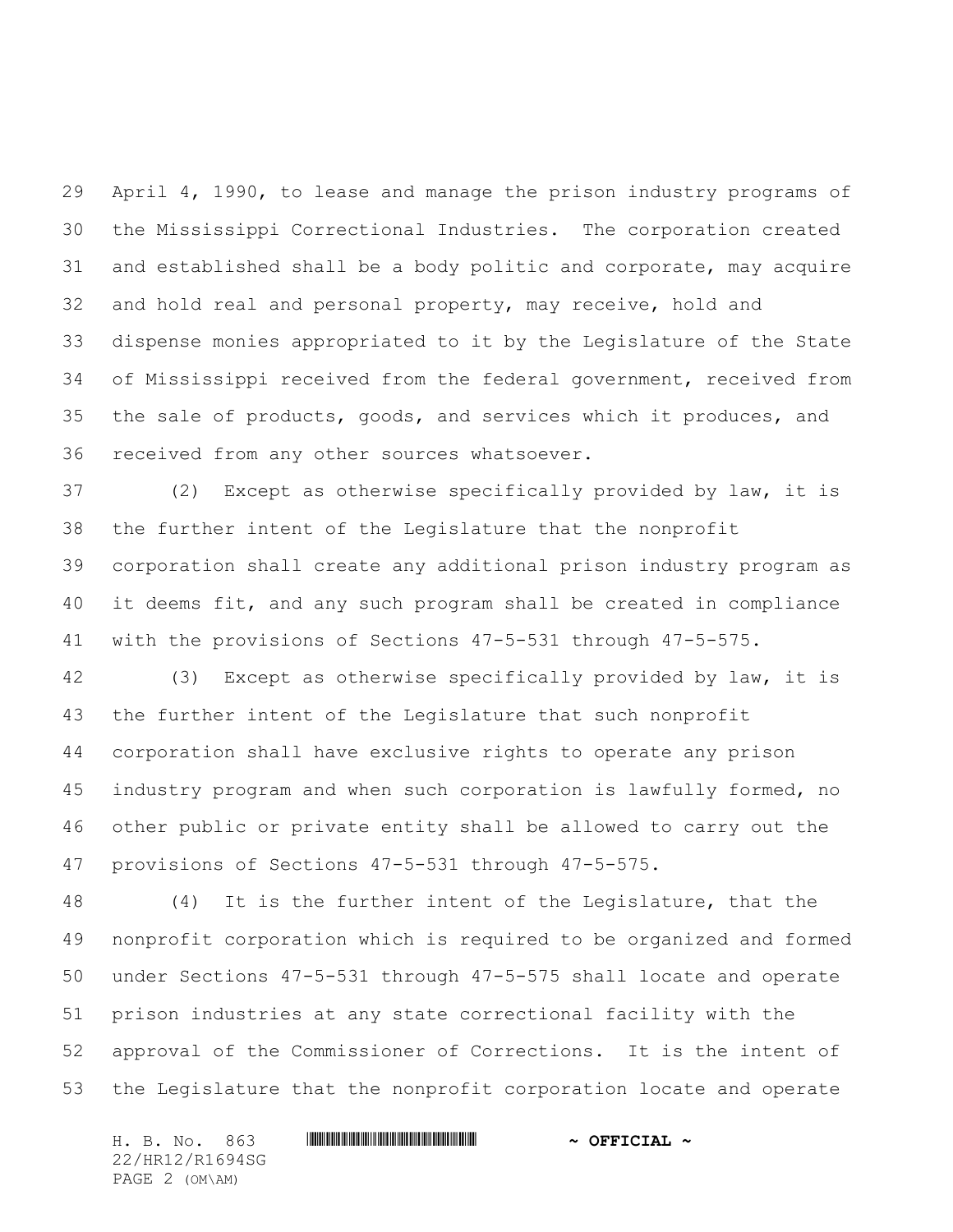April 4, 1990, to lease and manage the prison industry programs of the Mississippi Correctional Industries. The corporation created and established shall be a body politic and corporate, may acquire and hold real and personal property, may receive, hold and dispense monies appropriated to it by the Legislature of the State of Mississippi received from the federal government, received from the sale of products, goods, and services which it produces, and received from any other sources whatsoever.

(2) Except as otherwise specifically provided by law, it is the further intent of the Legislature that the nonprofit corporation shall create any additional prison industry program as it deems fit, and any such program shall be created in compliance with the provisions of Sections 47-5-531 through 47-5-575.

(3) Except as otherwise specifically provided by law, it is the further intent of the Legislature that such nonprofit corporation shall have exclusive rights to operate any prison industry program and when such corporation is lawfully formed, no other public or private entity shall be allowed to carry out the provisions of Sections 47-5-531 through 47-5-575.

(4) It is the further intent of the Legislature, that the nonprofit corporation which is required to be organized and formed under Sections 47-5-531 through 47-5-575 shall locate and operate prison industries at any state correctional facility with the approval of the Commissioner of Corrections. It is the intent of the Legislature that the nonprofit corporation locate and operate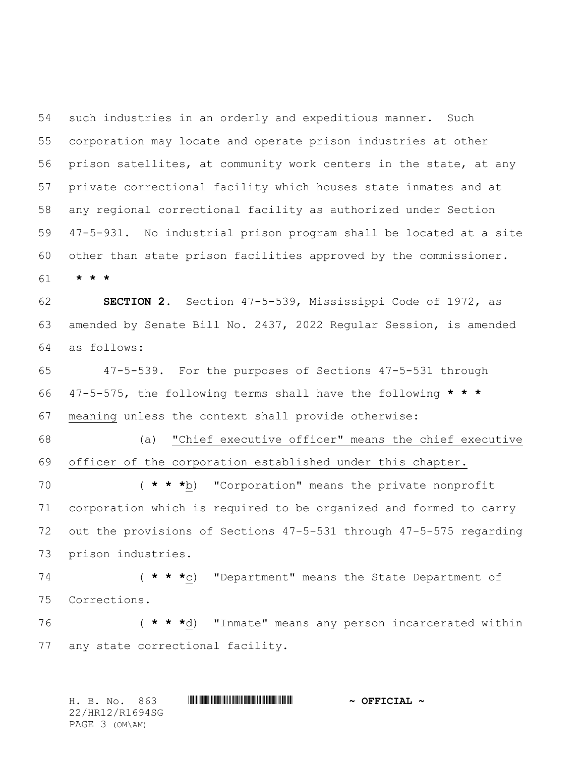such industries in an orderly and expeditious manner. Such corporation may locate and operate prison industries at other prison satellites, at community work centers in the state, at any private correctional facility which houses state inmates and at any regional correctional facility as authorized under Section 47-5-931. No industrial prison program shall be located at a site other than state prison facilities approved by the commissioner.

**\* \* \***

**SECTION 2.** Section 47-5-539, Mississippi Code of 1972, as amended by Senate Bill No. 2437, 2022 Regular Session, is amended as follows:

47-5-539. For the purposes of Sections 47-5-531 through 47-5-575, the following terms shall have the following **\* \* \*** <u>meaning</u> unless the context shall provide otherwise:

(a) <u>"Chief executive officer" means the chief executive officer of the corporation established under this chapter.</u>

( **\* \* \***<u>b</u>) "Corporation" means the private nonprofit corporation which is required to be organized and formed to carry out the provisions of Sections 47-5-531 through 47-5-575 regarding prison industries.

( **\* \* \***<u>c</u>) "Department" means the State Department of Corrections.

( **\* \* \***<u>d</u>) "Inmate" means any person incarcerated within any state correctional facility.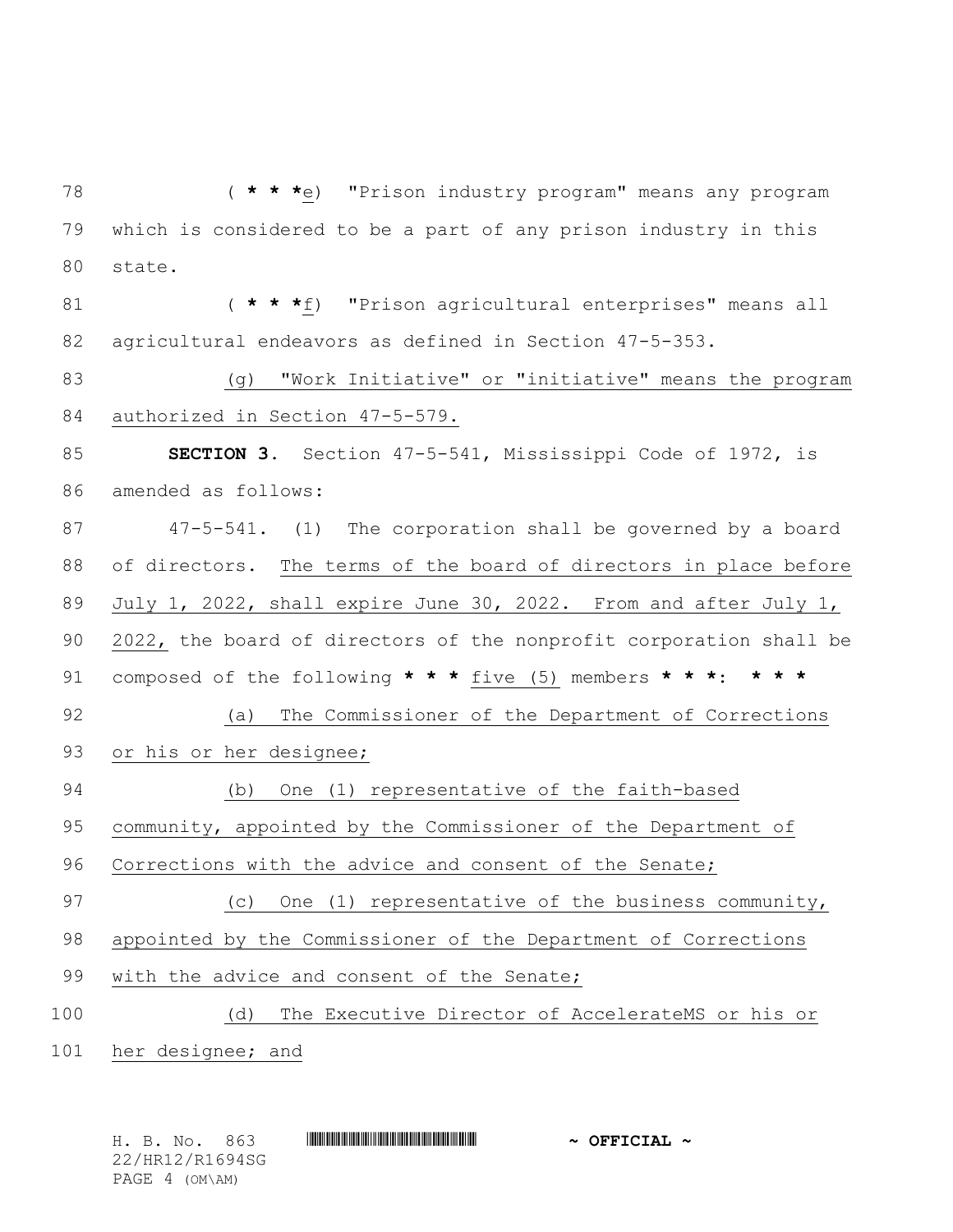( * * *e) "Prison industry program" means any program which is considered to be a part of any prison industry in this state.

( * * *f) "Prison agricultural enterprises" means all agricultural endeavors as defined in Section 47-5-353.

(g) "Work Initiative" or "initiative" means the program authorized in Section 47-5-579.

**SECTION 3.** Section 47-5-541, Mississippi Code of 1972, is amended as follows:

47-5-541. (1) The corporation shall be governed by a board of directors. The terms of the board of directors in place before July 1, 2022, shall expire June 30, 2022. From and after July 1, 2022, the board of directors of the nonprofit corporation shall be composed of the following * * * five (5) members * * *: * * *

(a) The Commissioner of the Department of Corrections or his or her designee;

(b) One (1) representative of the faith-based community, appointed by the Commissioner of the Department of Corrections with the advice and consent of the Senate;

(c) One (1) representative of the business community, appointed by the Commissioner of the Department of Corrections with the advice and consent of the Senate;

(d) The Executive Director of AccelerateMS or his or her designee; and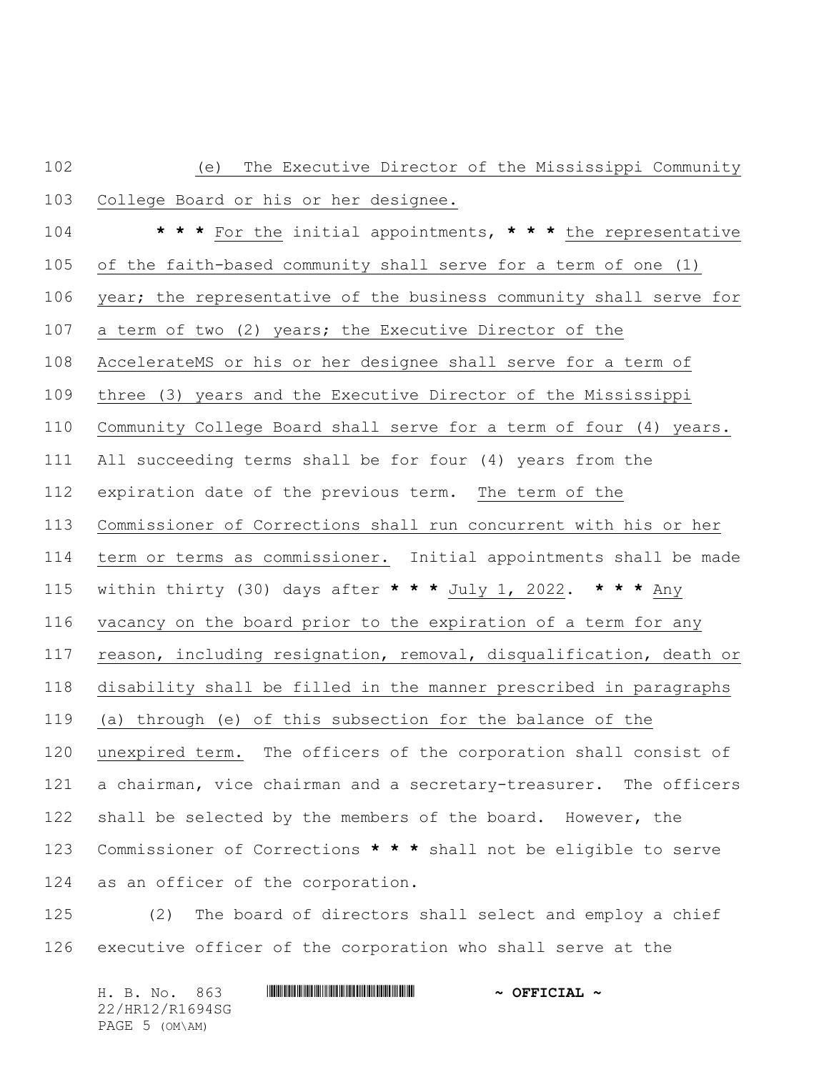(e) The Executive Director of the Mississippi Community College Board or his or her designee.

* * * For the initial appointments, * * * the representative of the faith-based community shall serve for a term of one (1) year; the representative of the business community shall serve for a term of two (2) years; the Executive Director of the AccelerateMS or his or her designee shall serve for a term of three (3) years and the Executive Director of the Mississippi Community College Board shall serve for a term of four (4) years. All succeeding terms shall be for four (4) years from the expiration date of the previous term. The term of the Commissioner of Corrections shall run concurrent with his or her term or terms as commissioner. Initial appointments shall be made within thirty (30) days after * * * July 1, 2022. * * * Any vacancy on the board prior to the expiration of a term for any reason, including resignation, removal, disqualification, death or disability shall be filled in the manner prescribed in paragraphs (a) through (e) of this subsection for the balance of the unexpired term. The officers of the corporation shall consist of a chairman, vice chairman and a secretary-treasurer. The officers shall be selected by the members of the board. However, the Commissioner of Corrections * * * shall not be eligible to serve as an officer of the corporation.

(2) The board of directors shall select and employ a chief executive officer of the corporation who shall serve at the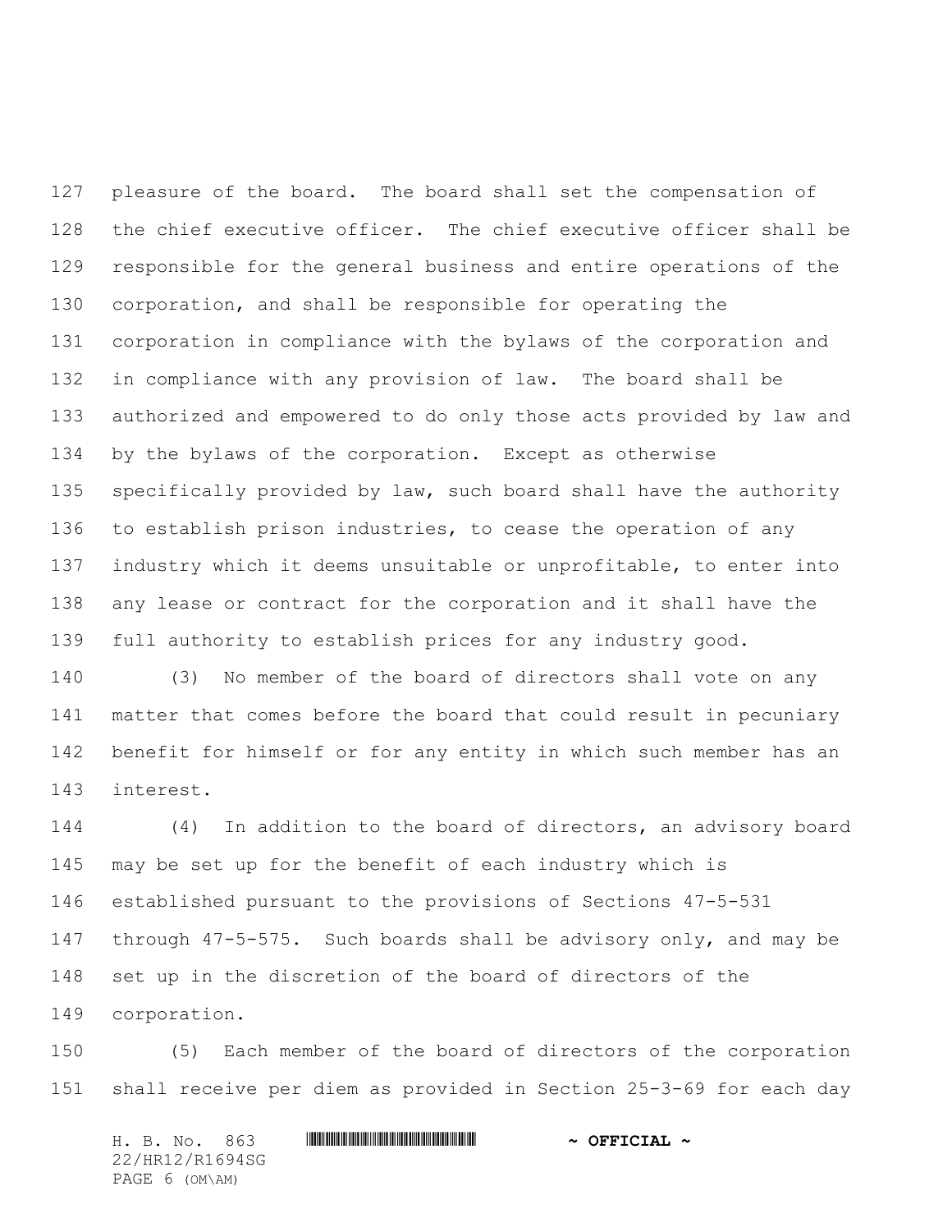pleasure of the board. The board shall set the compensation of the chief executive officer. The chief executive officer shall be responsible for the general business and entire operations of the corporation, and shall be responsible for operating the corporation in compliance with the bylaws of the corporation and in compliance with any provision of law. The board shall be authorized and empowered to do only those acts provided by law and by the bylaws of the corporation. Except as otherwise specifically provided by law, such board shall have the authority to establish prison industries, to cease the operation of any industry which it deems unsuitable or unprofitable, to enter into any lease or contract for the corporation and it shall have the full authority to establish prices for any industry good.

(3) No member of the board of directors shall vote on any matter that comes before the board that could result in pecuniary benefit for himself or for any entity in which such member has an interest.

(4) In addition to the board of directors, an advisory board may be set up for the benefit of each industry which is established pursuant to the provisions of Sections 47-5-531 through 47-5-575. Such boards shall be advisory only, and may be set up in the discretion of the board of directors of the corporation.

(5) Each member of the board of directors of the corporation shall receive per diem as provided in Section 25-3-69 for each day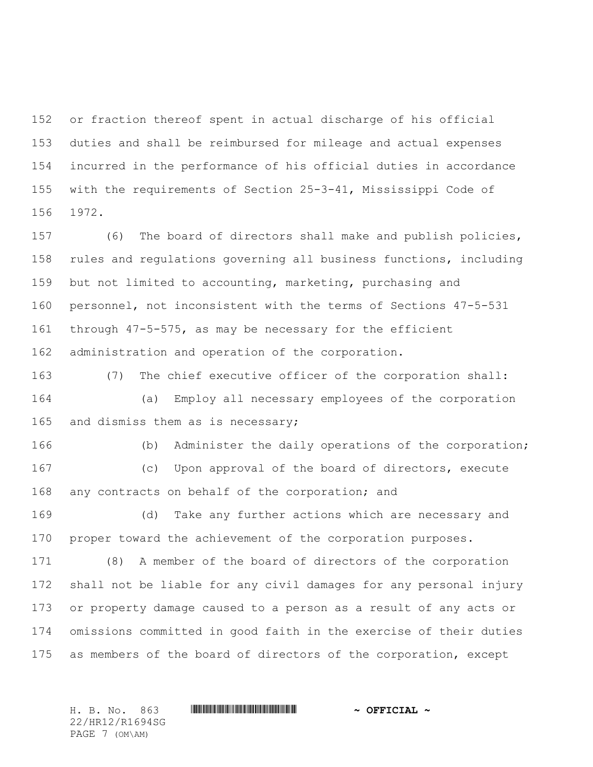or fraction thereof spent in actual discharge of his official duties and shall be reimbursed for mileage and actual expenses incurred in the performance of his official duties in accordance with the requirements of Section 25-3-41, Mississippi Code of 1972.

(6) The board of directors shall make and publish policies, rules and regulations governing all business functions, including but not limited to accounting, marketing, purchasing and personnel, not inconsistent with the terms of Sections 47-5-531 through 47-5-575, as may be necessary for the efficient administration and operation of the corporation.

(7) The chief executive officer of the corporation shall:

(a) Employ all necessary employees of the corporation and dismiss them as is necessary;

(b) Administer the daily operations of the corporation;

(c) Upon approval of the board of directors, execute any contracts on behalf of the corporation; and

(d) Take any further actions which are necessary and proper toward the achievement of the corporation purposes.

(8) A member of the board of directors of the corporation shall not be liable for any civil damages for any personal injury or property damage caused to a person as a result of any acts or omissions committed in good faith in the exercise of their duties as members of the board of directors of the corporation, except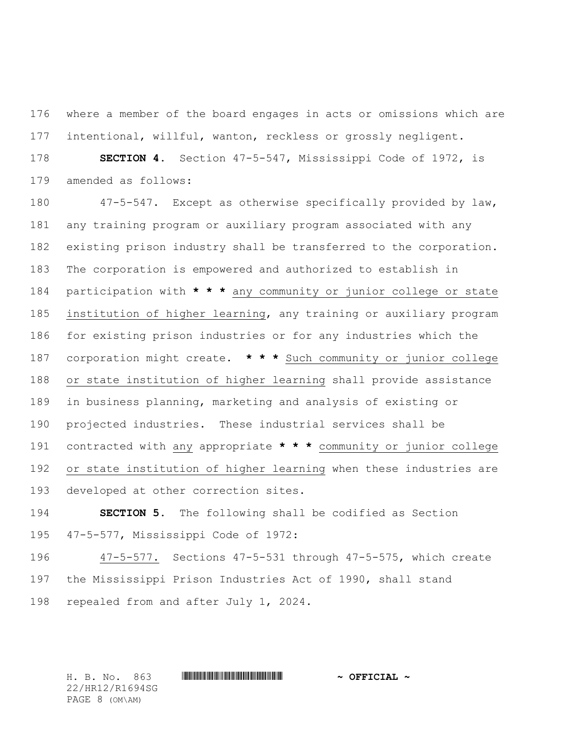where a member of the board engages in acts or omissions which are intentional, willful, wanton, reckless or grossly negligent.

**SECTION 4.** Section 47-5-547, Mississippi Code of 1972, is amended as follows:

47-5-547. Except as otherwise specifically provided by law, any training program or auxiliary program associated with any existing prison industry shall be transferred to the corporation. The corporation is empowered and authorized to establish in participation with **\* \* \*** <u>any community or junior college or state institution of higher learning</u>, any training or auxiliary program for existing prison industries or for any industries which the corporation might create. **\* \* \*** <u>Such community or junior college or state institution of higher learning</u> shall provide assistance in business planning, marketing and analysis of existing or projected industries. These industrial services shall be contracted with <u>any</u> appropriate **\* \* \*** <u>community or junior college or state institution of higher learning</u> when these industries are developed at other correction sites.

**SECTION 5.** The following shall be codified as Section 47-5-577, Mississippi Code of 1972:

<u>47-5-577.</u> Sections 47-5-531 through 47-5-575, which create the Mississippi Prison Industries Act of 1990, shall stand repealed from and after July 1, 2024.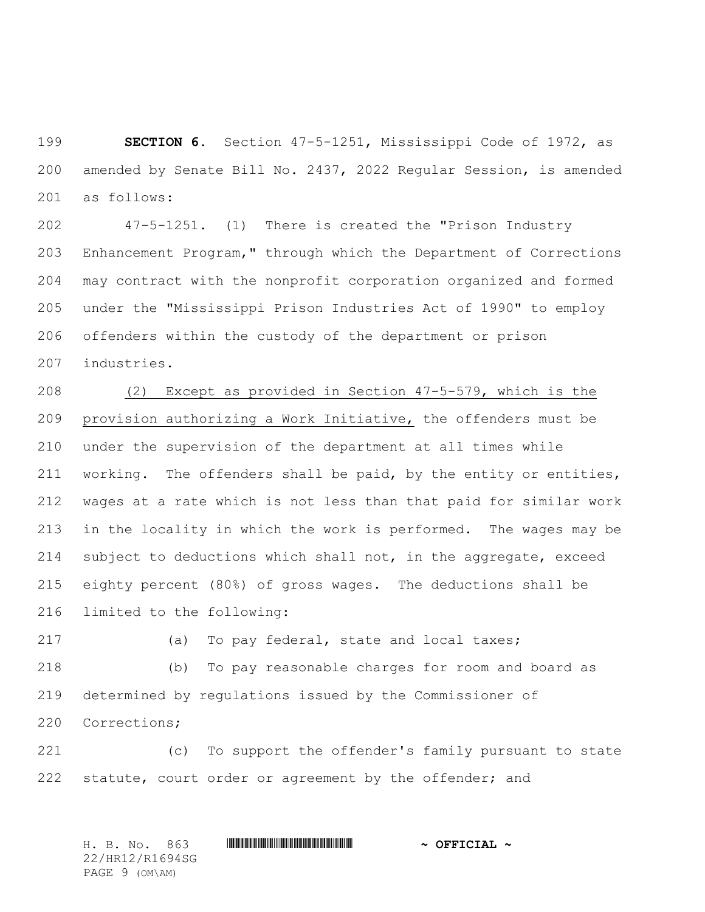**SECTION 6.** Section 47-5-1251, Mississippi Code of 1972, as amended by Senate Bill No. 2437, 2022 Regular Session, is amended as follows:

47-5-1251. (1) There is created the "Prison Industry Enhancement Program," through which the Department of Corrections may contract with the nonprofit corporation organized and formed under the "Mississippi Prison Industries Act of 1990" to employ offenders within the custody of the department or prison industries.

<u>(2) Except as provided in Section 47-5-579, which is the provision authorizing a Work Initiative,</u> the offenders must be under the supervision of the department at all times while working. The offenders shall be paid, by the entity or entities, wages at a rate which is not less than that paid for similar work in the locality in which the work is performed. The wages may be subject to deductions which shall not, in the aggregate, exceed eighty percent (80%) of gross wages. The deductions shall be limited to the following:

(a) To pay federal, state and local taxes;

(b) To pay reasonable charges for room and board as determined by regulations issued by the Commissioner of Corrections;

(c) To support the offender's family pursuant to state statute, court order or agreement by the offender; and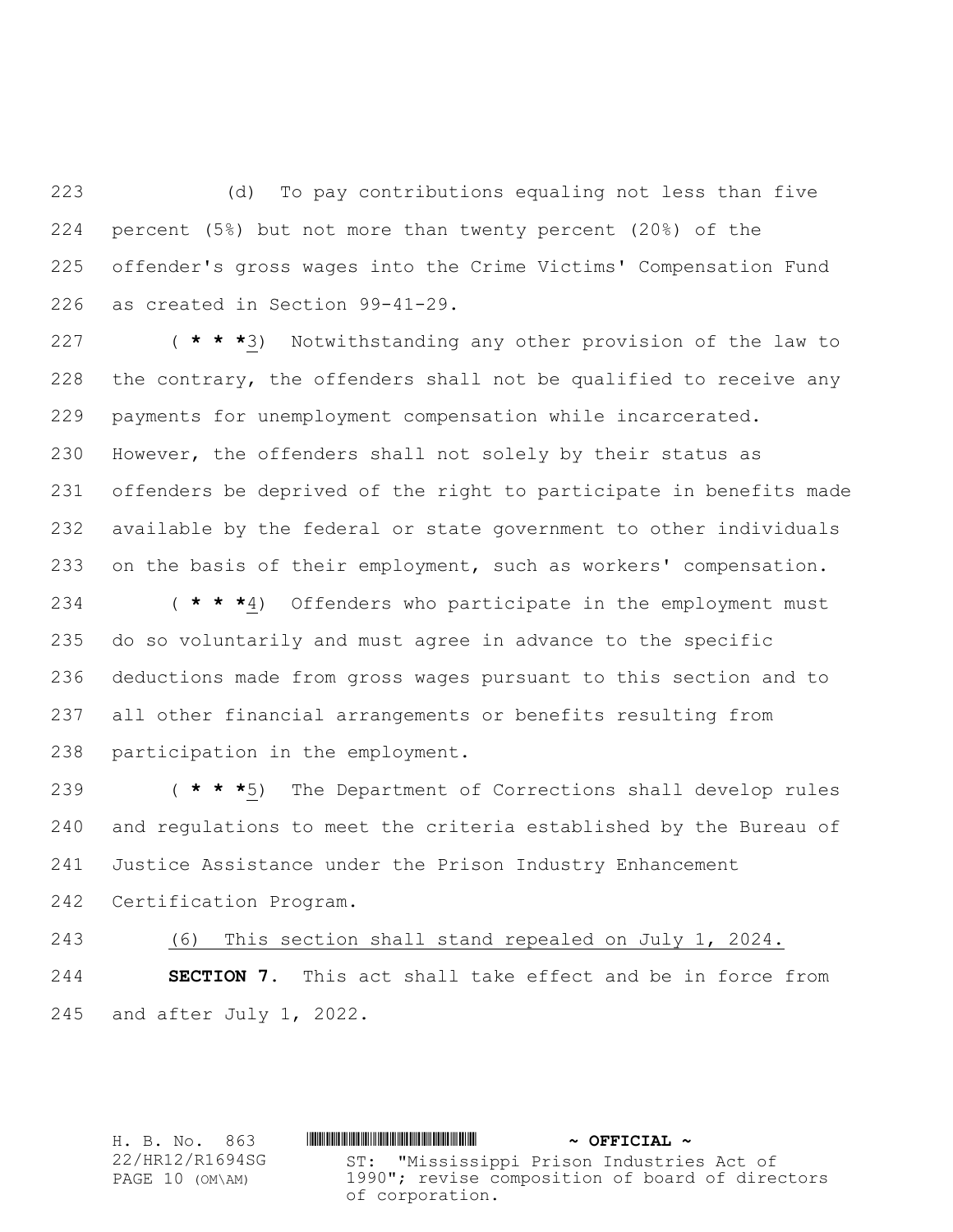(d) To pay contributions equaling not less than five percent (5%) but not more than twenty percent (20%) of the offender's gross wages into the Crime Victims' Compensation Fund as created in Section 99-41-29.

( * * *3) Notwithstanding any other provision of the law to the contrary, the offenders shall not be qualified to receive any payments for unemployment compensation while incarcerated. However, the offenders shall not solely by their status as offenders be deprived of the right to participate in benefits made available by the federal or state government to other individuals on the basis of their employment, such as workers' compensation.

( * * *4) Offenders who participate in the employment must do so voluntarily and must agree in advance to the specific deductions made from gross wages pursuant to this section and to all other financial arrangements or benefits resulting from participation in the employment.

( * * *5) The Department of Corrections shall develop rules and regulations to meet the criteria established by the Bureau of Justice Assistance under the Prison Industry Enhancement Certification Program.

(6) This section shall stand repealed on July 1, 2024.

**SECTION 7.** This act shall take effect and be in force from and after July 1, 2022.